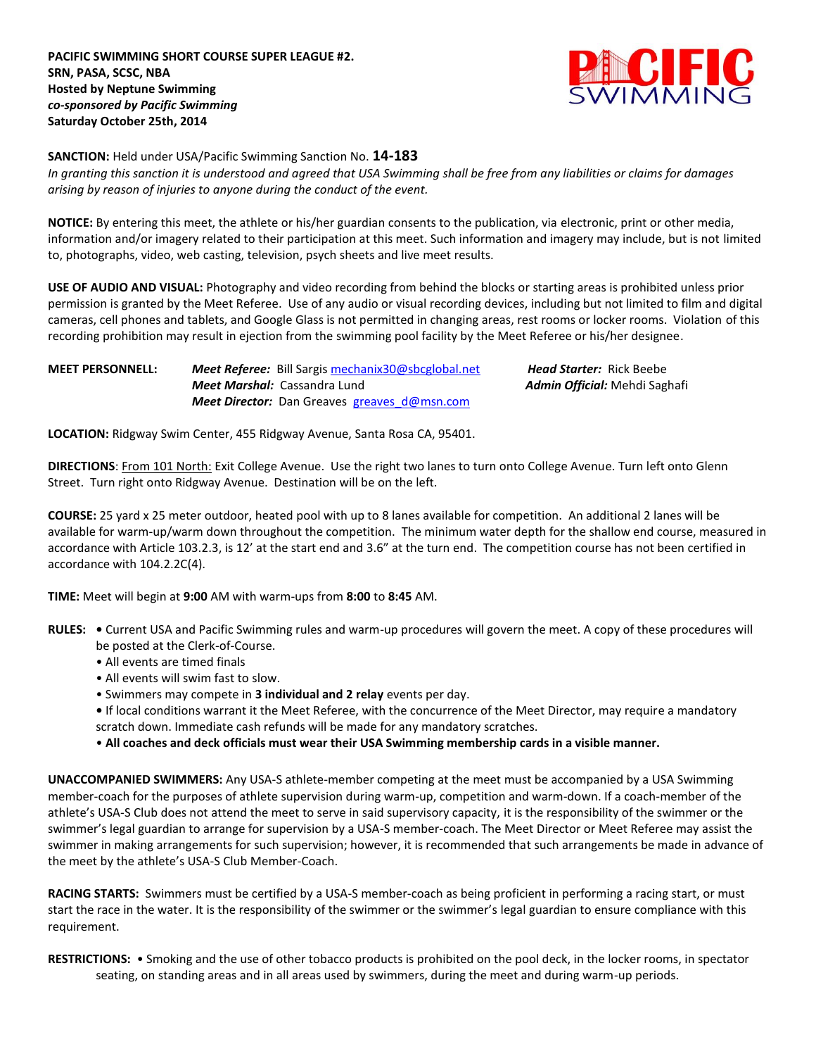**PACIFIC SWIMMING SHORT COURSE SUPER LEAGUE #2.**
**SRN, PASA, SCSC, NBA**
**Hosted by Neptune Swimming**
***co-sponsored by Pacific Swimming***
**Saturday October 25th, 2014**

**SANCTION:** Held under USA/Pacific Swimming Sanction No. **14-183**
*In granting this sanction it is understood and agreed that USA Swimming shall be free from any liabilities or claims for damages arising by reason of injuries to anyone during the conduct of the event.*

**NOTICE:** By entering this meet, the athlete or his/her guardian consents to the publication, via electronic, print or other media, information and/or imagery related to their participation at this meet. Such information and imagery may include, but is not limited to, photographs, video, web casting, television, psych sheets and live meet results.

**USE OF AUDIO AND VISUAL:** Photography and video recording from behind the blocks or starting areas is prohibited unless prior permission is granted by the Meet Referee. Use of any audio or visual recording devices, including but not limited to film and digital cameras, cell phones and tablets, and Google Glass is not permitted in changing areas, rest rooms or locker rooms. Violation of this recording prohibition may result in ejection from the swimming pool facility by the Meet Referee or his/her designee.

**MEET PERSONNELL:**
***Meet Referee:*** Bill Sargis mechanix30@sbcglobal.net
***Head Starter:*** Rick Beebe
***Meet Marshal:*** Cassandra Lund
***Admin Official:*** Mehdi Saghafi
***Meet Director:*** Dan Greaves greaves_d@msn.com

**LOCATION:** Ridgway Swim Center, 455 Ridgway Avenue, Santa Rosa CA, 95401.

**DIRECTIONS**: From 101 North: Exit College Avenue. Use the right two lanes to turn onto College Avenue. Turn left onto Glenn Street. Turn right onto Ridgway Avenue. Destination will be on the left.

**COURSE:** 25 yard x 25 meter outdoor, heated pool with up to 8 lanes available for competition. An additional 2 lanes will be available for warm-up/warm down throughout the competition. The minimum water depth for the shallow end course, measured in accordance with Article 103.2.3, is 12' at the start end and 3.6" at the turn end. The competition course has not been certified in accordance with 104.2.2C(4).

**TIME:** Meet will begin at **9:00** AM with warm-ups from **8:00** to **8:45** AM.

**RULES:**
- Current USA and Pacific Swimming rules and warm-up procedures will govern the meet. A copy of these procedures will be posted at the Clerk-of-Course.
- All events are timed finals
- All events will swim fast to slow.
- Swimmers may compete in **3 individual and 2 relay** events per day.
- If local conditions warrant it the Meet Referee, with the concurrence of the Meet Director, may require a mandatory scratch down. Immediate cash refunds will be made for any mandatory scratches.
- **All coaches and deck officials must wear their USA Swimming membership cards in a visible manner.**

**UNACCOMPANIED SWIMMERS:** Any USA-S athlete-member competing at the meet must be accompanied by a USA Swimming member-coach for the purposes of athlete supervision during warm-up, competition and warm-down. If a coach-member of the athlete's USA-S Club does not attend the meet to serve in said supervisory capacity, it is the responsibility of the swimmer or the swimmer's legal guardian to arrange for supervision by a USA-S member-coach. The Meet Director or Meet Referee may assist the swimmer in making arrangements for such supervision; however, it is recommended that such arrangements be made in advance of the meet by the athlete's USA-S Club Member-Coach.

**RACING STARTS:** Swimmers must be certified by a USA-S member-coach as being proficient in performing a racing start, or must start the race in the water. It is the responsibility of the swimmer or the swimmer's legal guardian to ensure compliance with this requirement.

**RESTRICTIONS:**
- Smoking and the use of other tobacco products is prohibited on the pool deck, in the locker rooms, in spectator seating, on standing areas and in all areas used by swimmers, during the meet and during warm-up periods.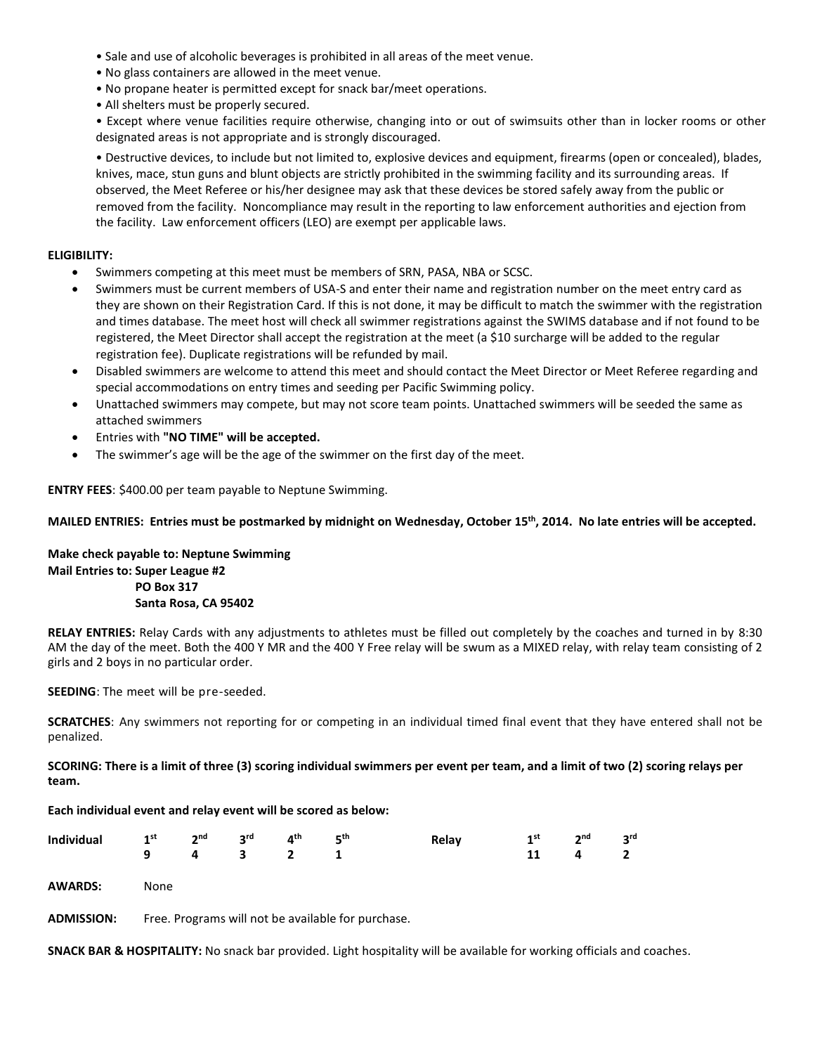- Sale and use of alcoholic beverages is prohibited in all areas of the meet venue.
- No glass containers are allowed in the meet venue.
- No propane heater is permitted except for snack bar/meet operations.
- All shelters must be properly secured.
- Except where venue facilities require otherwise, changing into or out of swimsuits other than in locker rooms or other designated areas is not appropriate and is strongly discouraged.
- Destructive devices, to include but not limited to, explosive devices and equipment, firearms (open or concealed), blades, knives, mace, stun guns and blunt objects are strictly prohibited in the swimming facility and its surrounding areas. If observed, the Meet Referee or his/her designee may ask that these devices be stored safely away from the public or removed from the facility. Noncompliance may result in the reporting to law enforcement authorities and ejection from the facility. Law enforcement officers (LEO) are exempt per applicable laws.

**ELIGIBILITY:**

- Swimmers competing at this meet must be members of SRN, PASA, NBA or SCSC.
- Swimmers must be current members of USA-S and enter their name and registration number on the meet entry card as they are shown on their Registration Card. If this is not done, it may be difficult to match the swimmer with the registration and times database. The meet host will check all swimmer registrations against the SWIMS database and if not found to be registered, the Meet Director shall accept the registration at the meet (a $10 surcharge will be added to the regular registration fee). Duplicate registrations will be refunded by mail.
- Disabled swimmers are welcome to attend this meet and should contact the Meet Director or Meet Referee regarding and special accommodations on entry times and seeding per Pacific Swimming policy.
- Unattached swimmers may compete, but may not score team points. Unattached swimmers will be seeded the same as attached swimmers
- Entries with **"NO TIME" will be accepted.**
- The swimmer's age will be the age of the swimmer on the first day of the meet.

**ENTRY FEES**: $400.00 per team payable to Neptune Swimming.

**MAILED ENTRIES: Entries must be postmarked by midnight on Wednesday, October 15th, 2014. No late entries will be accepted.**

**Make check payable to: Neptune Swimming**
**Mail Entries to: Super League #2**
**PO Box 317**
**Santa Rosa, CA 95402**

**RELAY ENTRIES:** Relay Cards with any adjustments to athletes must be filled out completely by the coaches and turned in by 8:30 AM the day of the meet. Both the 400 Y MR and the 400 Y Free relay will be swum as a MIXED relay, with relay team consisting of 2 girls and 2 boys in no particular order.

**SEEDING**: The meet will be pre-seeded.

**SCRATCHES**: Any swimmers not reporting for or competing in an individual timed final event that they have entered shall not be penalized.

**SCORING: There is a limit of three (3) scoring individual swimmers per event per team, and a limit of two (2) scoring relays per team.**

**Each individual event and relay event will be scored as below:**

| Individual | 1st | 2nd | 3rd | 4th | 5th |
|---|---|---|---|---|---|
| | 9 | 4 | 3 | 2 | 1 |

| Relay | 1st | 2nd | 3rd |
|---|---|---|---|
| | 11 | 4 | 2 |

**AWARDS:** None

**ADMISSION:** Free. Programs will not be available for purchase.

**SNACK BAR & HOSPITALITY:** No snack bar provided. Light hospitality will be available for working officials and coaches.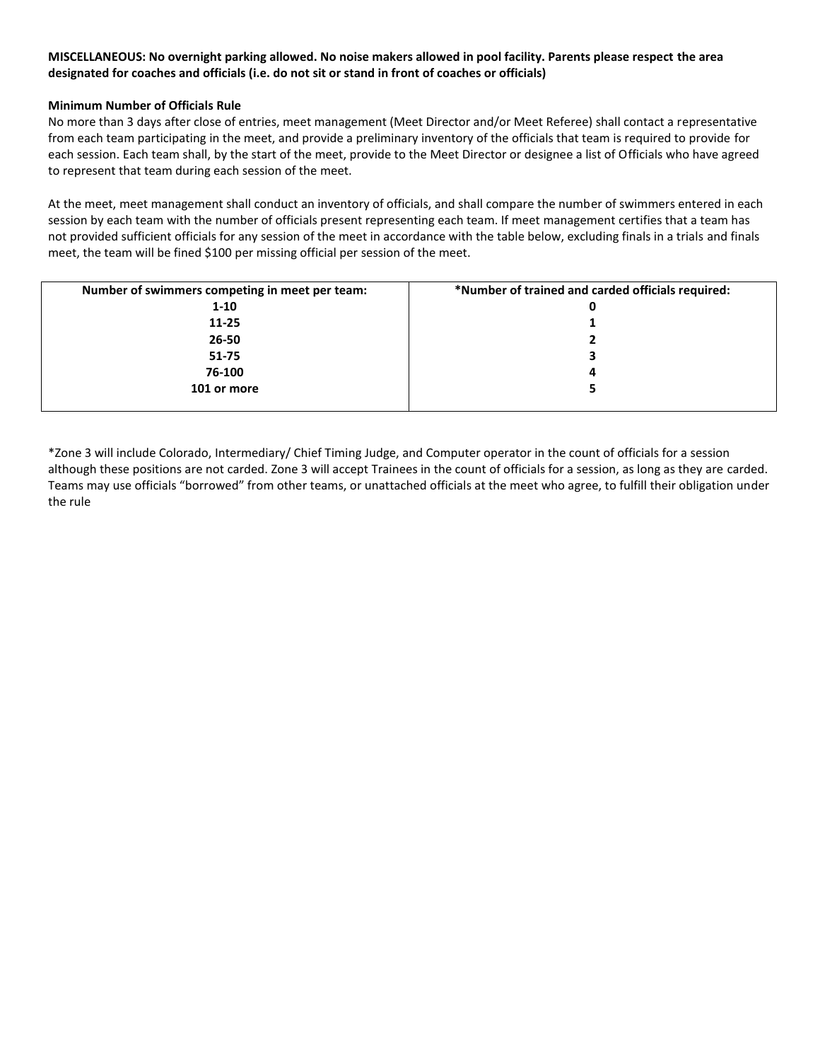**MISCELLANEOUS: No overnight parking allowed. No noise makers allowed in pool facility. Parents please respect the area designated for coaches and officials (i.e. do not sit or stand in front of coaches or officials)**

**Minimum Number of Officials Rule**

No more than 3 days after close of entries, meet management (Meet Director and/or Meet Referee) shall contact a representative from each team participating in the meet, and provide a preliminary inventory of the officials that team is required to provide for each session. Each team shall, by the start of the meet, provide to the Meet Director or designee a list of Officials who have agreed to represent that team during each session of the meet.

At the meet, meet management shall conduct an inventory of officials, and shall compare the number of swimmers entered in each session by each team with the number of officials present representing each team. If meet management certifies that a team has not provided sufficient officials for any session of the meet in accordance with the table below, excluding finals in a trials and finals meet, the team will be fined $100 per missing official per session of the meet.

| Number of swimmers competing in meet per team: | *Number of trained and carded officials required: |
|---|---|
| 1-10 | 0 |
| 11-25 | 1 |
| 26-50 | 2 |
| 51-75 | 3 |
| 76-100 | 4 |
| 101 or more | 5 |

*Zone 3 will include Colorado, Intermediary/ Chief Timing Judge, and Computer operator in the count of officials for a session although these positions are not carded. Zone 3 will accept Trainees in the count of officials for a session, as long as they are carded. Teams may use officials "borrowed" from other teams, or unattached officials at the meet who agree, to fulfill their obligation under the rule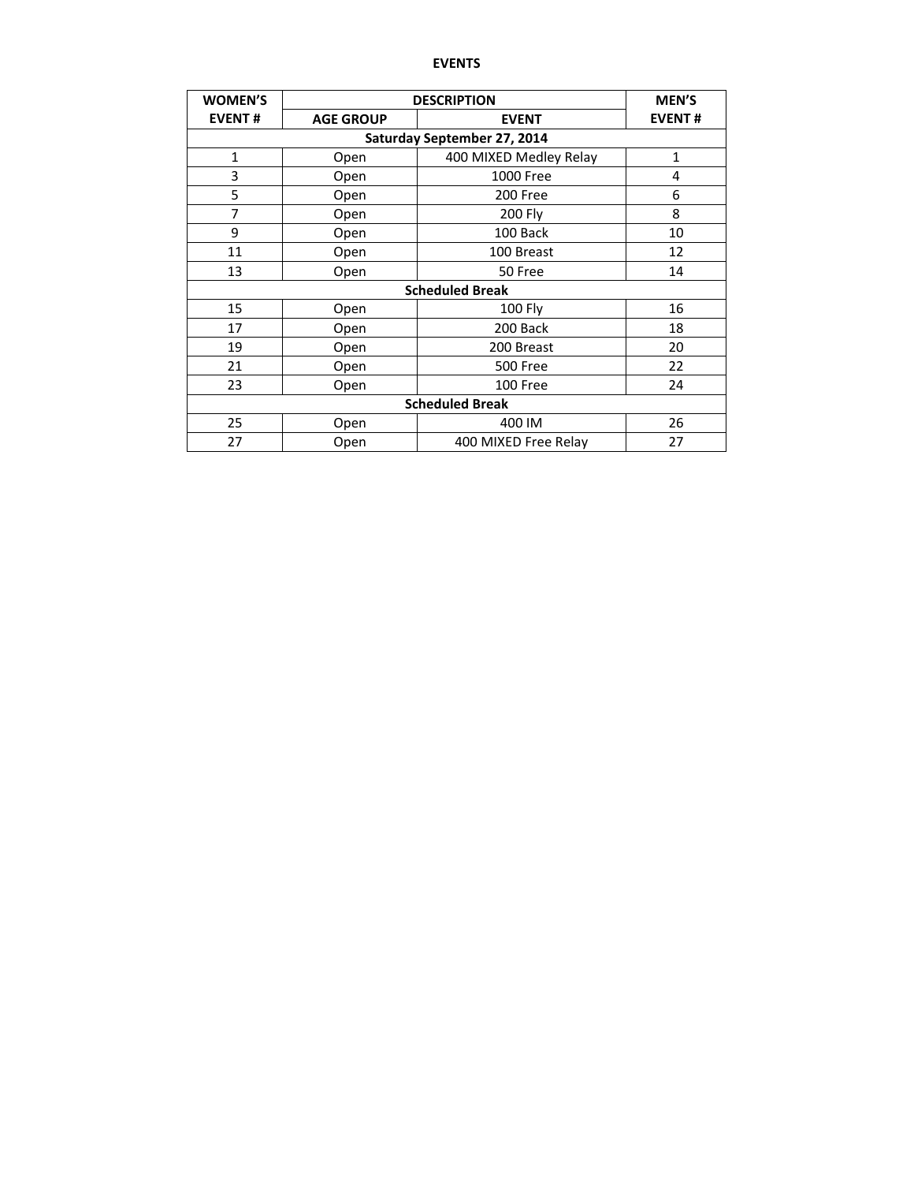**EVENTS**

| WOMEN'S EVENT # | DESCRIPTION | | MEN'S EVENT # |
|---|---|---|---|
| | AGE GROUP | EVENT | |
| **Saturday September 27, 2014** | | | |
| 1 | Open | 400 MIXED Medley Relay | 1 |
| 3 | Open | 1000 Free | 4 |
| 5 | Open | 200 Free | 6 |
| 7 | Open | 200 Fly | 8 |
| 9 | Open | 100 Back | 10 |
| 11 | Open | 100 Breast | 12 |
| 13 | Open | 50 Free | 14 |
| **Scheduled Break** | | | |
| 15 | Open | 100 Fly | 16 |
| 17 | Open | 200 Back | 18 |
| 19 | Open | 200 Breast | 20 |
| 21 | Open | 500 Free | 22 |
| 23 | Open | 100 Free | 24 |
| **Scheduled Break** | | | |
| 25 | Open | 400 IM | 26 |
| 27 | Open | 400 MIXED Free Relay | 27 |